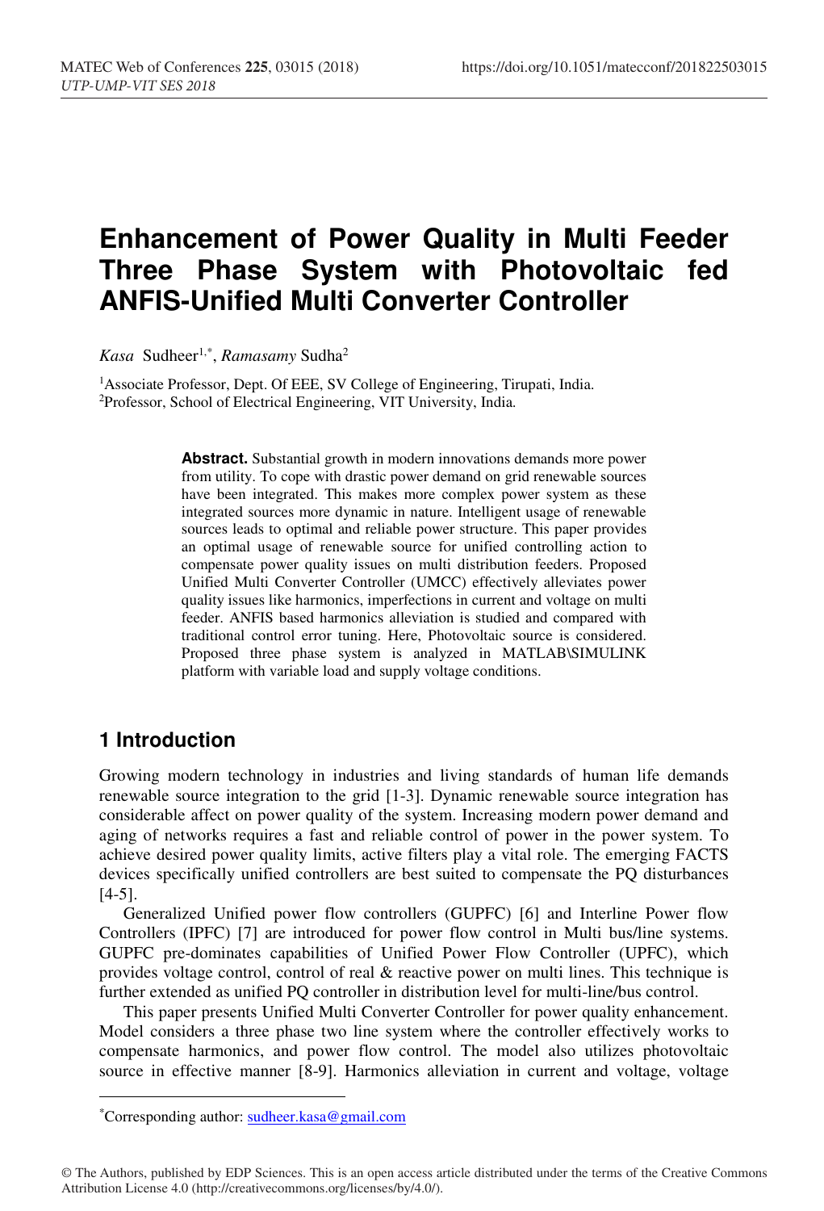# Enhancement of Power Quality in Multi Feeder Three Phase System with Photovoltaic fed ANFIS-Unified Multi Converter Controller

*Kasa* Sudheer[1,*], *Ramasamy* Sudha[2]

[1]Associate Professor, Dept. Of EEE, SV College of Engineering, Tirupati, India.
[2]Professor, School of Electrical Engineering, VIT University, India.

**Abstract.** Substantial growth in modern innovations demands more power from utility. To cope with drastic power demand on grid renewable sources have been integrated. This makes more complex power system as these integrated sources more dynamic in nature. Intelligent usage of renewable sources leads to optimal and reliable power structure. This paper provides an optimal usage of renewable source for unified controlling action to compensate power quality issues on multi distribution feeders. Proposed Unified Multi Converter Controller (UMCC) effectively alleviates power quality issues like harmonics, imperfections in current and voltage on multi feeder. ANFIS based harmonics alleviation is studied and compared with traditional control error tuning. Here, Photovoltaic source is considered. Proposed three phase system is analyzed in MATLAB\SIMULINK platform with variable load and supply voltage conditions.

## 1 Introduction

Growing modern technology in industries and living standards of human life demands renewable source integration to the grid [1-3]. Dynamic renewable source integration has considerable affect on power quality of the system. Increasing modern power demand and aging of networks requires a fast and reliable control of power in the power system. To achieve desired power quality limits, active filters play a vital role. The emerging FACTS devices specifically unified controllers are best suited to compensate the PQ disturbances [4-5].

Generalized Unified power flow controllers (GUPFC) [6] and Interline Power flow Controllers (IPFC) [7] are introduced for power flow control in Multi bus/line systems. GUPFC pre-dominates capabilities of Unified Power Flow Controller (UPFC), which provides voltage control, control of real & reactive power on multi lines. This technique is further extended as unified PQ controller in distribution level for multi-line/bus control.

This paper presents Unified Multi Converter Controller for power quality enhancement. Model considers a three phase two line system where the controller effectively works to compensate harmonics, and power flow control. The model also utilizes photovoltaic source in effective manner [8-9]. Harmonics alleviation in current and voltage, voltage

*Corresponding author: sudheer.kasa@gmail.com

© The Authors, published by EDP Sciences. This is an open access article distributed under the terms of the Creative Commons Attribution License 4.0 (http://creativecommons.org/licenses/by/4.0/).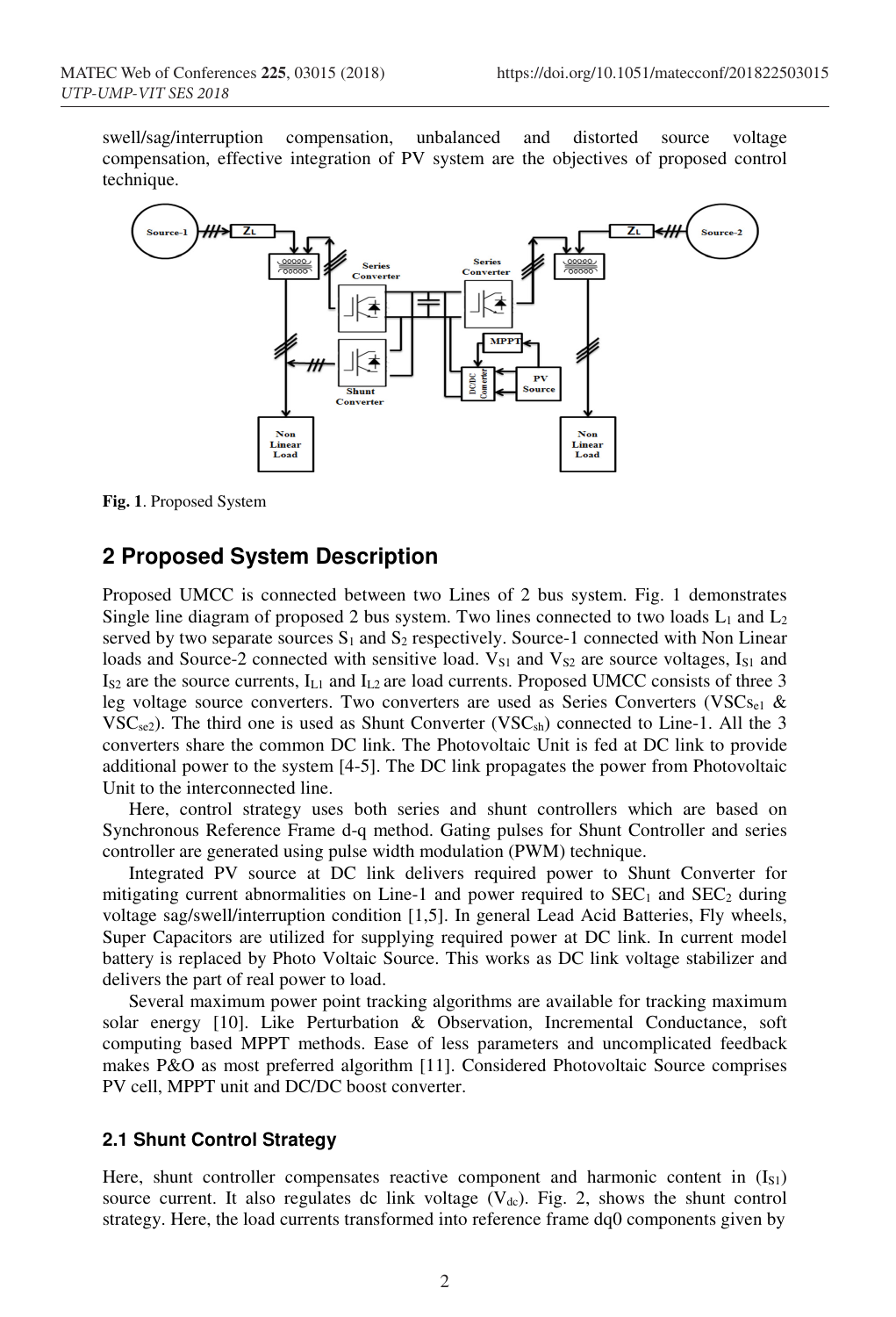swell/sag/interruption compensation, unbalanced and distorted source voltage compensation, effective integration of PV system are the objectives of proposed control technique.

**Fig. 1**. Proposed System

## 2 Proposed System Description

Proposed UMCC is connected between two Lines of 2 bus system. Fig. 1 demonstrates Single line diagram of proposed 2 bus system. Two lines connected to two loads $L_1$ and $L_2$ served by two separate sources $S_1$ and $S_2$ respectively. Source-1 connected with Non Linear loads and Source-2 connected with sensitive load. $V_{S1}$ and $V_{S2}$ are source voltages, $I_{S1}$ and $I_{S2}$ are the source currents, $I_{L1}$ and $I_{L2}$ are load currents. Proposed UMCC consists of three 3 leg voltage source converters. Two converters are used as Series Converters ($VSCs_{e1}$ & $VSC_{se2}$). The third one is used as Shunt Converter ($VSC_{sh}$) connected to Line-1. All the 3 converters share the common DC link. The Photovoltaic Unit is fed at DC link to provide additional power to the system [4-5]. The DC link propagates the power from Photovoltaic Unit to the interconnected line.

Here, control strategy uses both series and shunt controllers which are based on Synchronous Reference Frame d-q method. Gating pulses for Shunt Controller and series controller are generated using pulse width modulation (PWM) technique.

Integrated PV source at DC link delivers required power to Shunt Converter for mitigating current abnormalities on Line-1 and power required to $SEC_1$ and $SEC_2$ during voltage sag/swell/interruption condition [1,5]. In general Lead Acid Batteries, Fly wheels, Super Capacitors are utilized for supplying required power at DC link. In current model battery is replaced by Photo Voltaic Source. This works as DC link voltage stabilizer and delivers the part of real power to load.

Several maximum power point tracking algorithms are available for tracking maximum solar energy [10]. Like Perturbation & Observation, Incremental Conductance, soft computing based MPPT methods. Ease of less parameters and uncomplicated feedback makes P&O as most preferred algorithm [11]. Considered Photovoltaic Source comprises PV cell, MPPT unit and DC/DC boost converter.

### 2.1 Shunt Control Strategy

Here, shunt controller compensates reactive component and harmonic content in ($I_{S1}$) source current. It also regulates dc link voltage ($V_{dc}$). Fig. 2, shows the shunt control strategy. Here, the load currents transformed into reference frame dq0 components given by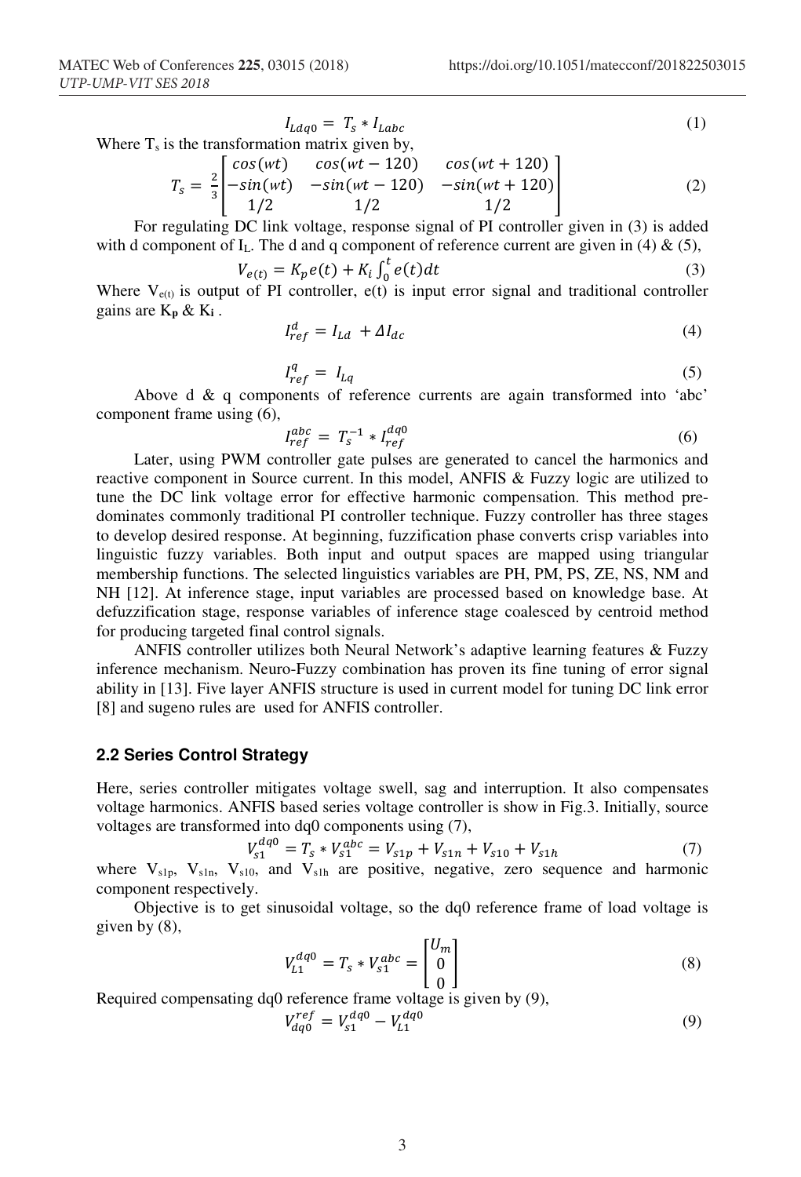$$I_{Ldq0} = T_s * I_{Labc} \tag{1}$$

Where $T_s$ is the transformation matrix given by,

$$T_s = \frac{2}{3}\begin{bmatrix} cos(wt) & cos(wt-120) & cos(wt+120) \\ -sin(wt) & -sin(wt-120) & -sin(wt+120) \\ 1/2 & 1/2 & 1/2 \end{bmatrix} \tag{2}$$

For regulating DC link voltage, response signal of PI controller given in (3) is added with d component of $I_L$. The d and q component of reference current are given in (4) & (5),

$$V_{e(t)} = K_p e(t) + K_i \int_0^t e(t)dt \tag{3}$$

Where $V_{e(t)}$ is output of PI controller, e(t) is input error signal and traditional controller gains are $K_p$ & $K_i$ .

$$I_{ref}^{d} = I_{Ld} + \Delta I_{dc} \tag{4}$$

$$I_{ref}^{q} = I_{Lq} \tag{5}$$

Above d & q components of reference currents are again transformed into 'abc' component frame using (6),

$$I_{ref}^{abc} = T_s^{-1} * I_{ref}^{dq0} \tag{6}$$

Later, using PWM controller gate pulses are generated to cancel the harmonics and reactive component in Source current. In this model, ANFIS & Fuzzy logic are utilized to tune the DC link voltage error for effective harmonic compensation. This method pre-dominates commonly traditional PI controller technique. Fuzzy controller has three stages to develop desired response. At beginning, fuzzification phase converts crisp variables into linguistic fuzzy variables. Both input and output spaces are mapped using triangular membership functions. The selected linguistics variables are PH, PM, PS, ZE, NS, NM and NH [12]. At inference stage, input variables are processed based on knowledge base. At defuzzification stage, response variables of inference stage coalesced by centroid method for producing targeted final control signals.

ANFIS controller utilizes both Neural Network's adaptive learning features & Fuzzy inference mechanism. Neuro-Fuzzy combination has proven its fine tuning of error signal ability in [13]. Five layer ANFIS structure is used in current model for tuning DC link error [8] and sugeno rules are used for ANFIS controller.

### 2.2 Series Control Strategy

Here, series controller mitigates voltage swell, sag and interruption. It also compensates voltage harmonics. ANFIS based series voltage controller is show in Fig.3. Initially, source voltages are transformed into dq0 components using (7),

$$V_{s1}^{dq0} = T_s * V_{s1}^{abc} = V_{s1p} + V_{s1n} + V_{s10} + V_{s1h} \tag{7}$$

where $V_{s1p}$, $V_{s1n}$, $V_{s10}$, and $V_{s1h}$ are positive, negative, zero sequence and harmonic component respectively.

Objective is to get sinusoidal voltage, so the dq0 reference frame of load voltage is given by (8),

$$V_{L1}^{dq0} = T_s * V_{s1}^{abc} = \begin{bmatrix} U_m \\ 0 \\ 0 \end{bmatrix} \tag{8}$$

Required compensating dq0 reference frame voltage is given by (9),

$$V_{dq0}^{ref} = V_{s1}^{dq0} - V_{L1}^{dq0} \tag{9}$$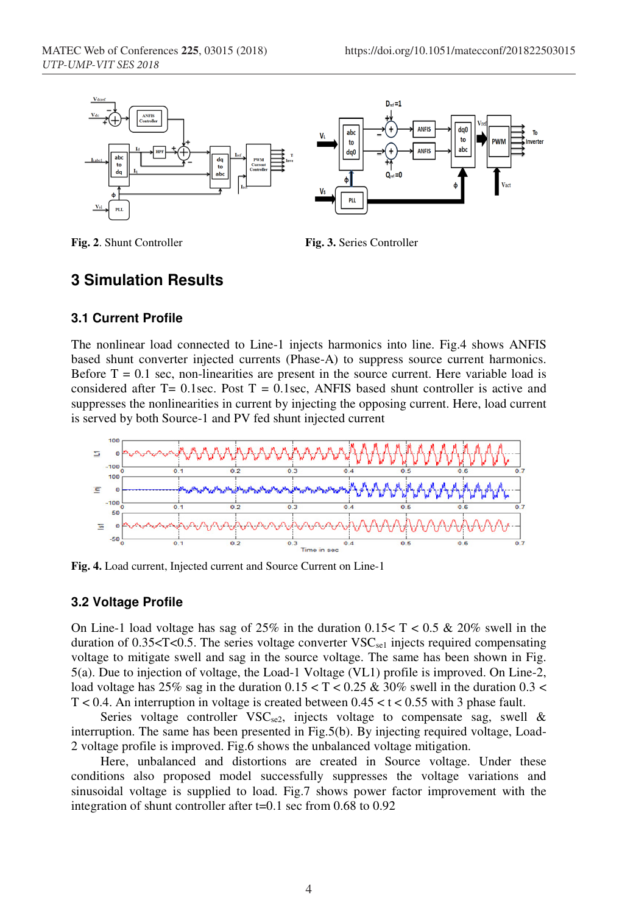Fig. 2. Shunt Controller

Fig. 3. Series Controller

## 3 Simulation Results

### 3.1 Current Profile

The nonlinear load connected to Line-1 injects harmonics into line. Fig.4 shows ANFIS based shunt converter injected currents (Phase-A) to suppress source current harmonics. Before T = 0.1 sec, non-linearities are present in the source current. Here variable load is considered after T= 0.1sec. Post T = 0.1sec, ANFIS based shunt controller is active and suppresses the nonlinearities in current by injecting the opposing current. Here, load current is served by both Source-1 and PV fed shunt injected current

Fig. 4. Load current, Injected current and Source Current on Line-1

### 3.2 Voltage Profile

On Line-1 load voltage has sag of 25% in the duration 0.15< T < 0.5 & 20% swell in the duration of 0.35<T<0.5. The series voltage converter $VSC_{se1}$ injects required compensating voltage to mitigate swell and sag in the source voltage. The same has been shown in Fig. 5(a). Due to injection of voltage, the Load-1 Voltage (VL1) profile is improved. On Line-2, load voltage has 25% sag in the duration 0.15 < T < 0.25 & 30% swell in the duration 0.3 < T < 0.4. An interruption in voltage is created between 0.45 < t < 0.55 with 3 phase fault.

Series voltage controller $VSC_{se2}$, injects voltage to compensate sag, swell & interruption. The same has been presented in Fig.5(b). By injecting required voltage, Load-2 voltage profile is improved. Fig.6 shows the unbalanced voltage mitigation.

Here, unbalanced and distortions are created in Source voltage. Under these conditions also proposed model successfully suppresses the voltage variations and sinusoidal voltage is supplied to load. Fig.7 shows power factor improvement with the integration of shunt controller after t=0.1 sec from 0.68 to 0.92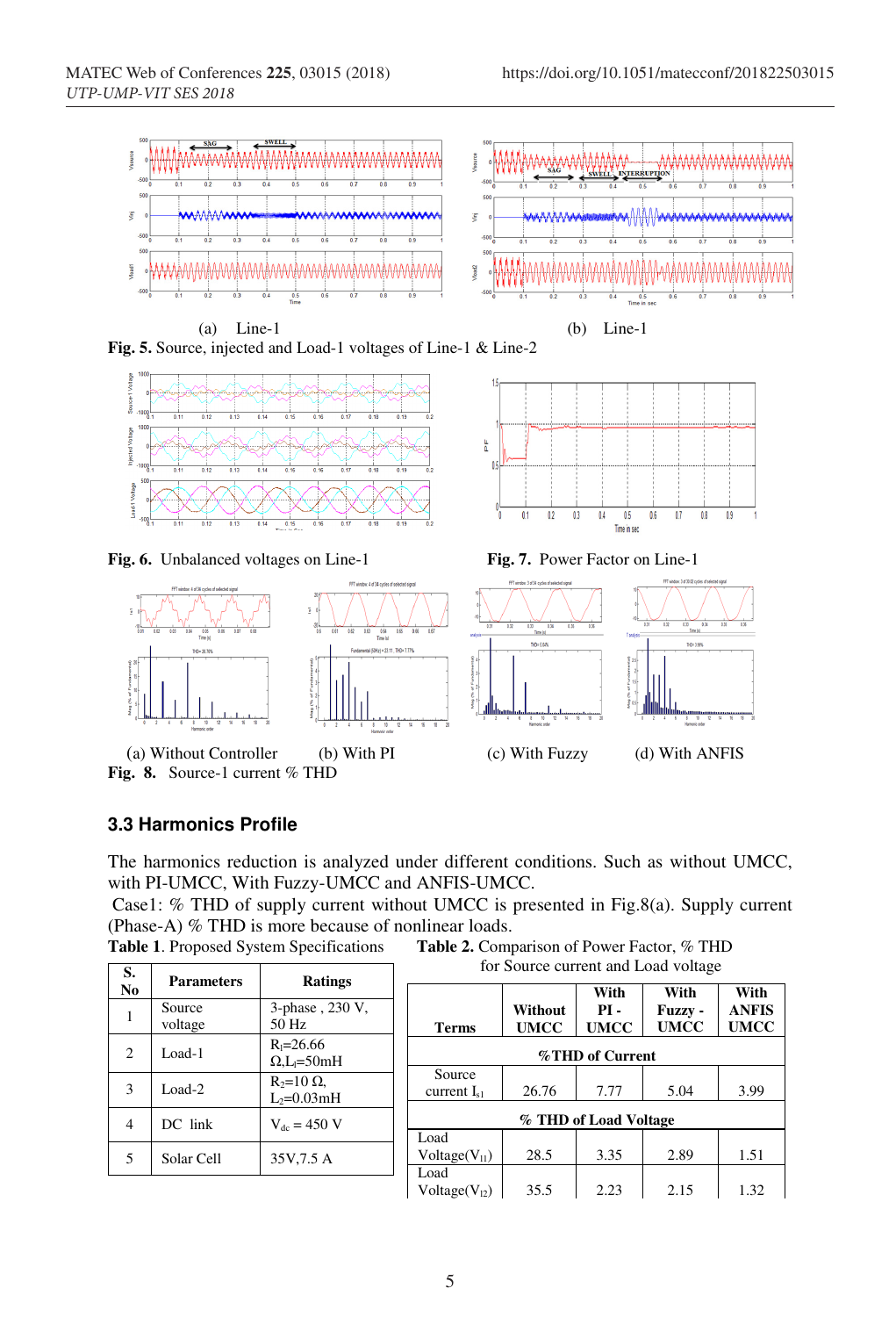(a) Line-1 (b) Line-1

**Fig. 5.** Source, injected and Load-1 voltages of Line-1 & Line-2

**Fig. 6.** Unbalanced voltages on Line-1

**Fig. 7.** Power Factor on Line-1

(a) Without Controller (b) With PI (c) With Fuzzy (d) With ANFIS

**Fig. 8.** Source-1 current % THD

### 3.3 Harmonics Profile

The harmonics reduction is analyzed under different conditions. Such as without UMCC, with PI-UMCC, With Fuzzy-UMCC and ANFIS-UMCC.

Case1: % THD of supply current without UMCC is presented in Fig.8(a). Supply current (Phase-A) % THD is more because of nonlinear loads.

**Table 1**. Proposed System Specifications

| S. No | Parameters | Ratings |
|---|---|---|
| 1 | Source voltage | 3-phase , 230 V, 50 Hz |
| 2 | Load-1 | $R_l$=26.66 Ω,$L_l$=50mH |
| 3 | Load-2 | $R_2$=10 Ω, $L_2$=0.03mH |
| 4 | DC link | $V_{dc}$ = 450 V |
| 5 | Solar Cell | 35V,7.5 A |

**Table 2.** Comparison of Power Factor, % THD for Source current and Load voltage

| Terms | Without UMCC | With PI - UMCC | With Fuzzy - UMCC | With ANFIS UMCC |
|---|---|---|---|---|
| **%THD of Current** | | | | |
| Source current $I_{s1}$ | 26.76 | 7.77 | 5.04 | 3.99 |
| **% THD of Load Voltage** | | | | |
| Load Voltage($V_{l1}$) | 28.5 | 3.35 | 2.89 | 1.51 |
| Load Voltage($V_{l2}$) | 35.5 | 2.23 | 2.15 | 1.32 |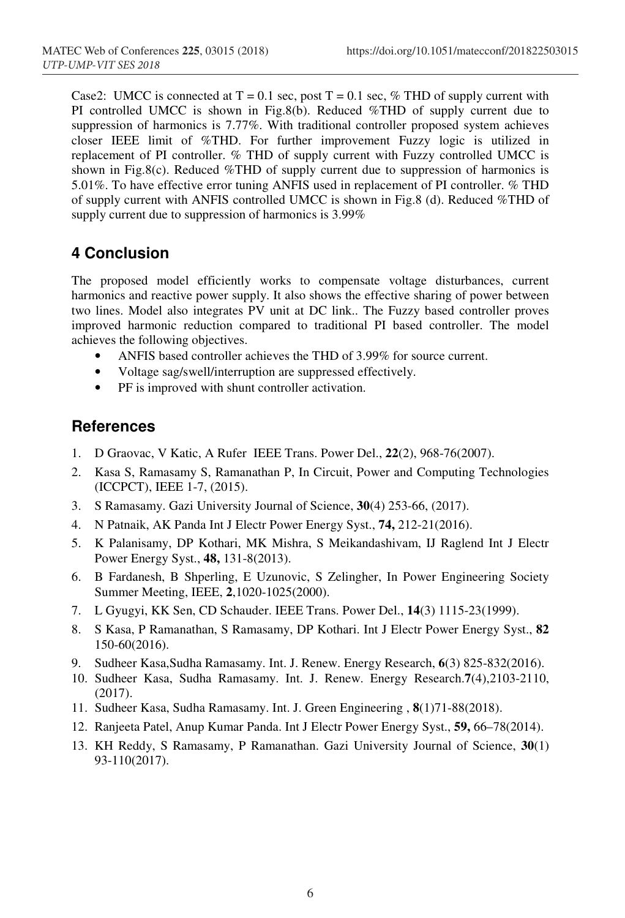Case2: UMCC is connected at T = 0.1 sec, post T = 0.1 sec, % THD of supply current with PI controlled UMCC is shown in Fig.8(b). Reduced %THD of supply current due to suppression of harmonics is 7.77%. With traditional controller proposed system achieves closer IEEE limit of %THD. For further improvement Fuzzy logic is utilized in replacement of PI controller. % THD of supply current with Fuzzy controlled UMCC is shown in Fig.8(c). Reduced %THD of supply current due to suppression of harmonics is 5.01%. To have effective error tuning ANFIS used in replacement of PI controller. % THD of supply current with ANFIS controlled UMCC is shown in Fig.8 (d). Reduced %THD of supply current due to suppression of harmonics is 3.99%

## 4 Conclusion

The proposed model efficiently works to compensate voltage disturbances, current harmonics and reactive power supply. It also shows the effective sharing of power between two lines. Model also integrates PV unit at DC link.. The Fuzzy based controller proves improved harmonic reduction compared to traditional PI based controller. The model achieves the following objectives.

- ANFIS based controller achieves the THD of 3.99% for source current.
- Voltage sag/swell/interruption are suppressed effectively.
- PF is improved with shunt controller activation.

## References

1. D Graovac, V Katic, A Rufer IEEE Trans. Power Del., **22**(2), 968-76(2007).
2. Kasa S, Ramasamy S, Ramanathan P, In Circuit, Power and Computing Technologies (ICCPCT), IEEE 1-7, (2015).
3. S Ramasamy. Gazi University Journal of Science, **30**(4) 253-66, (2017).
4. N Patnaik, AK Panda Int J Electr Power Energy Syst., **74,** 212-21(2016).
5. K Palanisamy, DP Kothari, MK Mishra, S Meikandashivam, IJ Raglend Int J Electr Power Energy Syst., **48,** 131-8(2013).
6. B Fardanesh, B Shperling, E Uzunovic, S Zelingher, In Power Engineering Society Summer Meeting, IEEE, **2**,1020-1025(2000).
7. L Gyugyi, KK Sen, CD Schauder. IEEE Trans. Power Del., **14**(3) 1115-23(1999).
8. S Kasa, P Ramanathan, S Ramasamy, DP Kothari. Int J Electr Power Energy Syst., **82** 150-60(2016).
9. Sudheer Kasa,Sudha Ramasamy. Int. J. Renew. Energy Research, **6**(3) 825-832(2016).
10. Sudheer Kasa, Sudha Ramasamy. Int. J. Renew. Energy Research.**7**(4),2103-2110, (2017).
11. Sudheer Kasa, Sudha Ramasamy. Int. J. Green Engineering , **8**(1)71-88(2018).
12. Ranjeeta Patel, Anup Kumar Panda. Int J Electr Power Energy Syst., **59,** 66–78(2014).
13. KH Reddy, S Ramasamy, P Ramanathan. Gazi University Journal of Science, **30**(1) 93-110(2017).